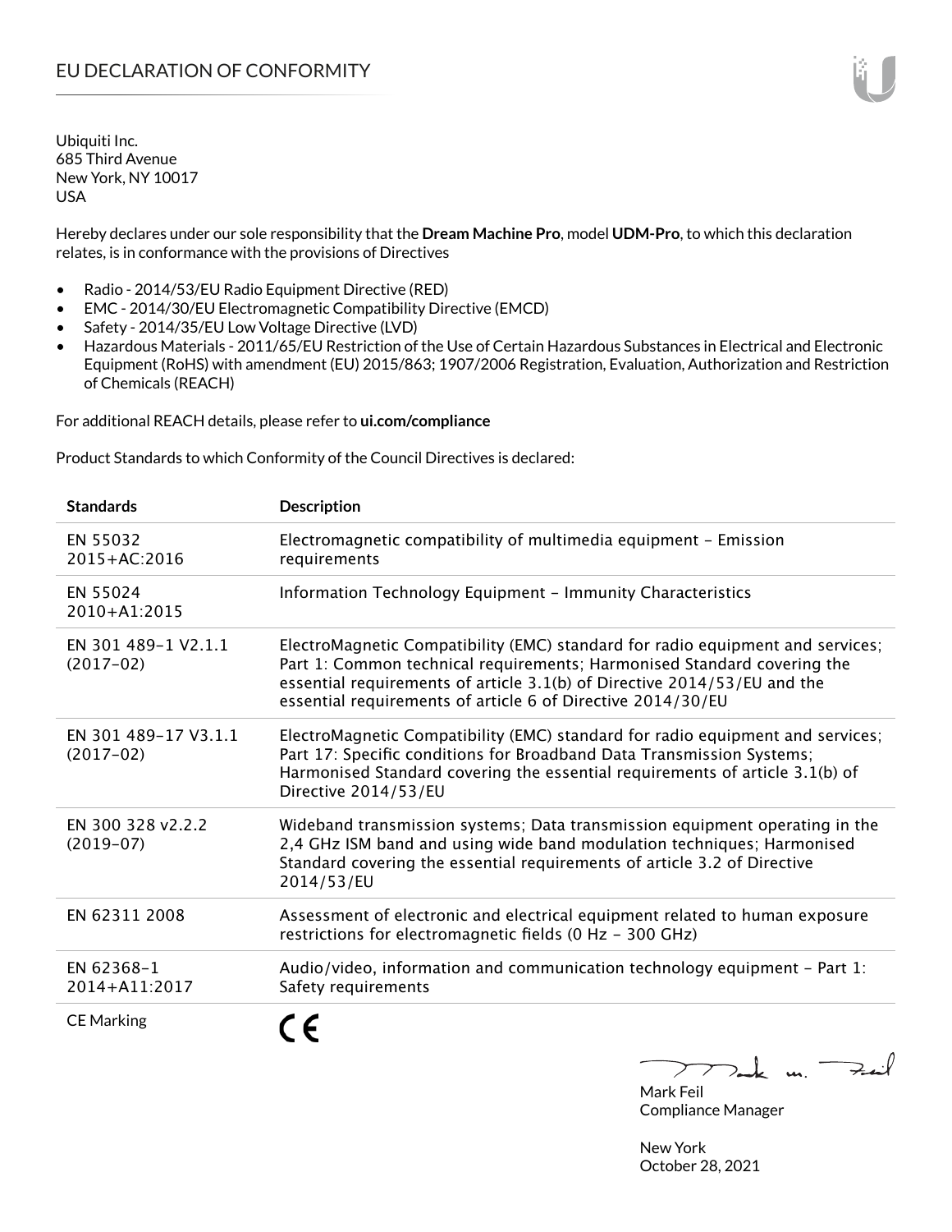# EU DECLARATION OF CONFORMITY

Ubiquiti Inc.
685 Third Avenue
New York, NY 10017
USA

Hereby declares under our sole responsibility that the **Dream Machine Pro**, model **UDM-Pro**, to which this declaration relates, is in conformance with the provisions of Directives

- Radio - 2014/53/EU Radio Equipment Directive (RED)
- EMC - 2014/30/EU Electromagnetic Compatibility Directive (EMCD)
- Safety - 2014/35/EU Low Voltage Directive (LVD)
- Hazardous Materials - 2011/65/EU Restriction of the Use of Certain Hazardous Substances in Electrical and Electronic Equipment (RoHS) with amendment (EU) 2015/863; 1907/2006 Registration, Evaluation, Authorization and Restriction of Chemicals (REACH)

For additional REACH details, please refer to **ui.com/compliance**

Product Standards to which Conformity of the Council Directives is declared:

| Standards | Description |
|---|---|
| EN 55032 2015+AC:2016 | Electromagnetic compatibility of multimedia equipment – Emission requirements |
| EN 55024 2010+A1:2015 | Information Technology Equipment – Immunity Characteristics |
| EN 301 489-1 V2.1.1 (2017-02) | ElectroMagnetic Compatibility (EMC) standard for radio equipment and services; Part 1: Common technical requirements; Harmonised Standard covering the essential requirements of article 3.1(b) of Directive 2014/53/EU and the essential requirements of article 6 of Directive 2014/30/EU |
| EN 301 489-17 V3.1.1 (2017-02) | ElectroMagnetic Compatibility (EMC) standard for radio equipment and services; Part 17: Specific conditions for Broadband Data Transmission Systems; Harmonised Standard covering the essential requirements of article 3.1(b) of Directive 2014/53/EU |
| EN 300 328 v2.2.2 (2019-07) | Wideband transmission systems; Data transmission equipment operating in the 2,4 GHz ISM band and using wide band modulation techniques; Harmonised Standard covering the essential requirements of article 3.2 of Directive 2014/53/EU |
| EN 62311 2008 | Assessment of electronic and electrical equipment related to human exposure restrictions for electromagnetic fields (0 Hz – 300 GHz) |
| EN 62368-1 2014+A11:2017 | Audio/video, information and communication technology equipment – Part 1: Safety requirements |
| CE Marking | CE |

Mark Feil
Compliance Manager

New York
October 28, 2021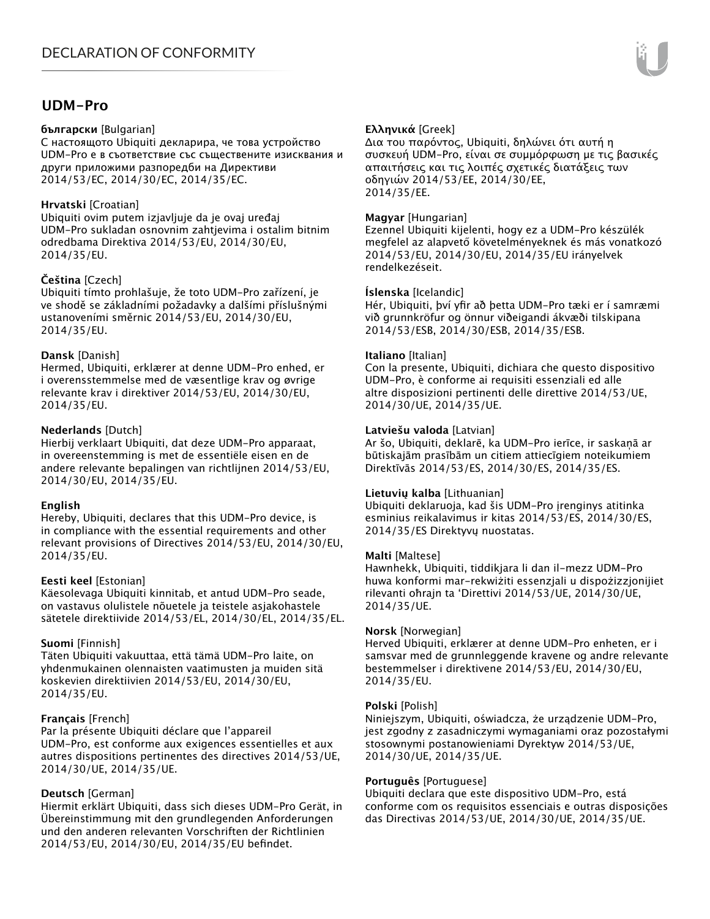# DECLARATION OF CONFORMITY

## UDM-Pro

**български** [Bulgarian]
С настоящото Ubiquiti декларира, че това устройство UDM-Pro е в съответствие със съществените изисквания и други приложими разпоредби на Директиви 2014/53/ЕС, 2014/30/ЕС, 2014/35/ЕС.

**Hrvatski** [Croatian]
Ubiquiti ovim putem izjavljuje da je ovaj uređaj UDM-Pro sukladan osnovnim zahtjevima i ostalim bitnim odredbama Direktiva 2014/53/EU, 2014/30/EU, 2014/35/EU.

**Čeština** [Czech]
Ubiquiti tímto prohlašuje, že toto UDM-Pro zařízení, je ve shodě se základními požadavky a dalšími příslušnými ustanoveními směrnic 2014/53/EU, 2014/30/EU, 2014/35/EU.

**Dansk** [Danish]
Hermed, Ubiquiti, erklærer at denne UDM-Pro enhed, er i overensstemmelse med de væsentlige krav og øvrige relevante krav i direktiver 2014/53/EU, 2014/30/EU, 2014/35/EU.

**Nederlands** [Dutch]
Hierbij verklaart Ubiquiti, dat deze UDM-Pro apparaat, in overeenstemming is met de essentiële eisen en de andere relevante bepalingen van richtlijnen 2014/53/EU, 2014/30/EU, 2014/35/EU.

**English**
Hereby, Ubiquiti, declares that this UDM-Pro device, is in compliance with the essential requirements and other relevant provisions of Directives 2014/53/EU, 2014/30/EU, 2014/35/EU.

**Eesti keel** [Estonian]
Käesolevaga Ubiquiti kinnitab, et antud UDM-Pro seade, on vastavus olulistele nõuetele ja teistele asjakohastele sätetele direktiivide 2014/53/EL, 2014/30/EL, 2014/35/EL.

**Suomi** [Finnish]
Täten Ubiquiti vakuuttaa, että tämä UDM-Pro laite, on yhdenmukainen olennaisten vaatimusten ja muiden sitä koskevien direktiivien 2014/53/EU, 2014/30/EU, 2014/35/EU.

**Français** [French]
Par la présente Ubiquiti déclare que l'appareil UDM-Pro, est conforme aux exigences essentielles et aux autres dispositions pertinentes des directives 2014/53/UE, 2014/30/UE, 2014/35/UE.

**Deutsch** [German]
Hiermit erklärt Ubiquiti, dass sich dieses UDM-Pro Gerät, in Übereinstimmung mit den grundlegenden Anforderungen und den anderen relevanten Vorschriften der Richtlinien 2014/53/EU, 2014/30/EU, 2014/35/EU befindet.

**Ελληνικά** [Greek]
Δια του παρόντος, Ubiquiti, δηλώνει ότι αυτή η συσκευή UDM-Pro, είναι σε συμμόρφωση με τις βασικές απαιτήσεις και τις λοιπές σχετικές διατάξεις των οδηγιών 2014/53/EE, 2014/30/EE, 2014/35/EE.

**Magyar** [Hungarian]
Ezennel Ubiquiti kijelenti, hogy ez a UDM-Pro készülék megfelel az alapvető követelményeknek és más vonatkozó 2014/53/EU, 2014/30/EU, 2014/35/EU irányelvek rendelkezéseit.

**Íslenska** [Icelandic]
Hér, Ubiquiti, því yfir að þetta UDM-Pro tæki er í samræmi við grunnkröfur og önnur viðeigandi ákvæði tilskipana 2014/53/ESB, 2014/30/ESB, 2014/35/ESB.

**Italiano** [Italian]
Con la presente, Ubiquiti, dichiara che questo dispositivo UDM-Pro, è conforme ai requisiti essenziali ed alle altre disposizioni pertinenti delle direttive 2014/53/UE, 2014/30/UE, 2014/35/UE.

**Latviešu valoda** [Latvian]
Ar šo, Ubiquiti, deklarē, ka UDM-Pro ierīce, ir saskaņā ar būtiskajām prasībām un citiem attiecīgiem noteikumiem Direktīvās 2014/53/ES, 2014/30/ES, 2014/35/ES.

**Lietuvių kalba** [Lithuanian]
Ubiquiti deklaruoja, kad šis UDM-Pro įrenginys atitinka esminius reikalavimus ir kitas 2014/53/ES, 2014/30/ES, 2014/35/ES Direktyvų nuostatas.

**Malti** [Maltese]
Hawnhekk, Ubiquiti, tiddikjara li dan il-mezz UDM-Pro huwa konformi mar-rekwiżiti essenzjali u dispożizzjonijiet rilevanti oħrajn ta 'Direttivi 2014/53/UE, 2014/30/UE, 2014/35/UE.

**Norsk** [Norwegian]
Herved Ubiquiti, erklærer at denne UDM-Pro enheten, er i samsvar med de grunnleggende kravene og andre relevante bestemmelser i direktivene 2014/53/EU, 2014/30/EU, 2014/35/EU.

**Polski** [Polish]
Niniejszym, Ubiquiti, oświadcza, że urządzenie UDM-Pro, jest zgodny z zasadniczymi wymaganiami oraz pozostałymi stosownymi postanowieniami Dyrektyw 2014/53/UE, 2014/30/UE, 2014/35/UE.

**Português** [Portuguese]
Ubiquiti declara que este dispositivo UDM-Pro, está conforme com os requisitos essenciais e outras disposições das Directivas 2014/53/UE, 2014/30/UE, 2014/35/UE.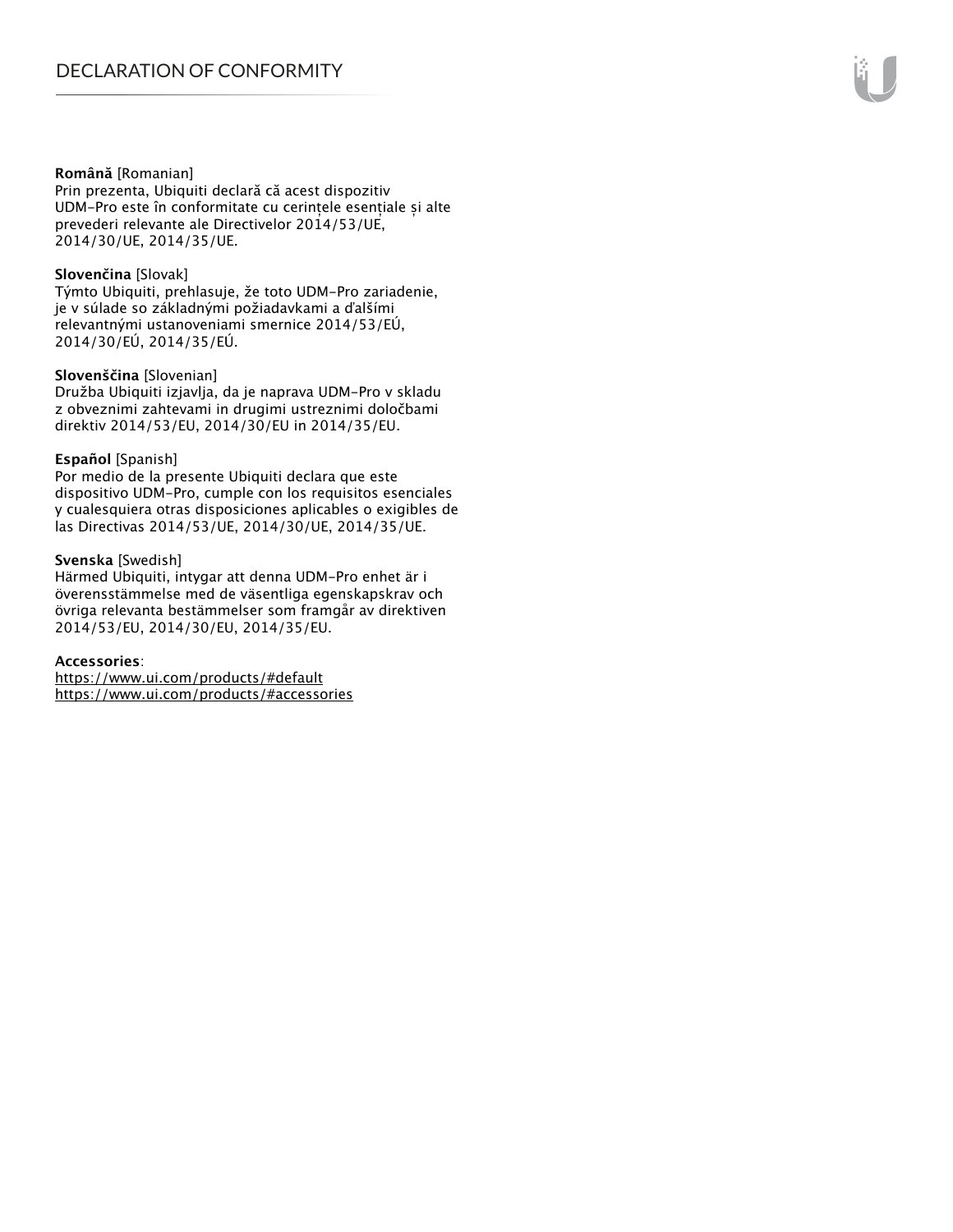**Română** [Romanian]
Prin prezenta, Ubiquiti declară că acest dispozitiv UDM-Pro este în conformitate cu cerințele esențiale și alte prevederi relevante ale Directivelor 2014/53/UE, 2014/30/UE, 2014/35/UE.

**Slovenčina** [Slovak]
Týmto Ubiquiti, prehlasuje, že toto UDM-Pro zariadenie, je v súlade so základnými požiadavkami a ďalšími relevantnými ustanoveniami smernice 2014/53/EÚ, 2014/30/EÚ, 2014/35/EÚ.

**Slovenščina** [Slovenian]
Družba Ubiquiti izjavlja, da je naprava UDM-Pro v skladu z obveznimi zahtevami in drugimi ustreznimi določbami direktiv 2014/53/EU, 2014/30/EU in 2014/35/EU.

**Español** [Spanish]
Por medio de la presente Ubiquiti declara que este dispositivo UDM-Pro, cumple con los requisitos esenciales y cualesquiera otras disposiciones aplicables o exigibles de las Directivas 2014/53/UE, 2014/30/UE, 2014/35/UE.

**Svenska** [Swedish]
Härmed Ubiquiti, intygar att denna UDM-Pro enhet är i överensstämmelse med de väsentliga egenskapskrav och övriga relevanta bestämmelser som framgår av direktiven 2014/53/EU, 2014/30/EU, 2014/35/EU.

**Accessories**:
https://www.ui.com/products/#default
https://www.ui.com/products/#accessories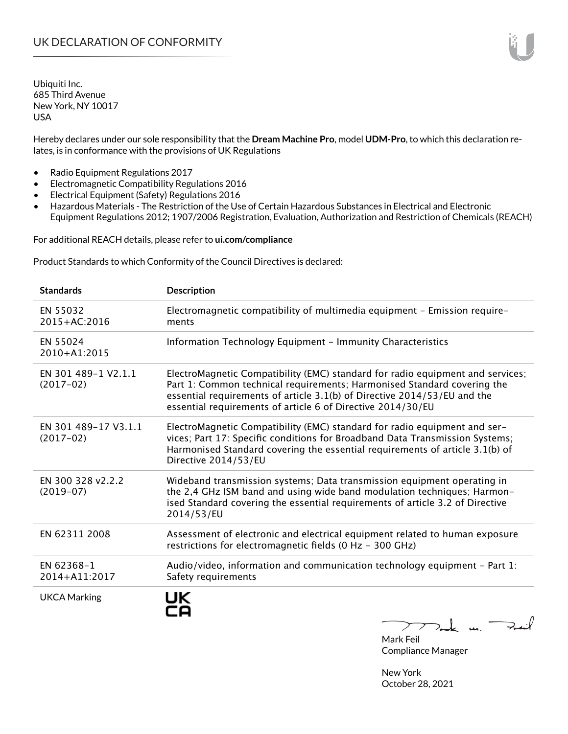# UK DECLARATION OF CONFORMITY

Ubiquiti Inc.
685 Third Avenue
New York, NY 10017
USA

Hereby declares under our sole responsibility that the **Dream Machine Pro**, model **UDM-Pro**, to which this declaration relates, is in conformance with the provisions of UK Regulations

- Radio Equipment Regulations 2017
- Electromagnetic Compatibility Regulations 2016
- Electrical Equipment (Safety) Regulations 2016
- Hazardous Materials - The Restriction of the Use of Certain Hazardous Substances in Electrical and Electronic Equipment Regulations 2012; 1907/2006 Registration, Evaluation, Authorization and Restriction of Chemicals (REACH)

For additional REACH details, please refer to **ui.com/compliance**

Product Standards to which Conformity of the Council Directives is declared:

| Standards | Description |
|---|---|
| EN 55032 2015+AC:2016 | Electromagnetic compatibility of multimedia equipment – Emission requirements |
| EN 55024 2010+A1:2015 | Information Technology Equipment – Immunity Characteristics |
| EN 301 489-1 V2.1.1 (2017-02) | ElectroMagnetic Compatibility (EMC) standard for radio equipment and services; Part 1: Common technical requirements; Harmonised Standard covering the essential requirements of article 3.1(b) of Directive 2014/53/EU and the essential requirements of article 6 of Directive 2014/30/EU |
| EN 301 489-17 V3.1.1 (2017-02) | ElectroMagnetic Compatibility (EMC) standard for radio equipment and services; Part 17: Specific conditions for Broadband Data Transmission Systems; Harmonised Standard covering the essential requirements of article 3.1(b) of Directive 2014/53/EU |
| EN 300 328 v2.2.2 (2019-07) | Wideband transmission systems; Data transmission equipment operating in the 2,4 GHz ISM band and using wide band modulation techniques; Harmonised Standard covering the essential requirements of article 3.2 of Directive 2014/53/EU |
| EN 62311 2008 | Assessment of electronic and electrical equipment related to human exposure restrictions for electromagnetic fields (0 Hz - 300 GHz) |
| EN 62368-1 2014+A11:2017 | Audio/video, information and communication technology equipment – Part 1: Safety requirements |
| UKCA Marking | UK CA |

Mark Feil
Compliance Manager

New York
October 28, 2021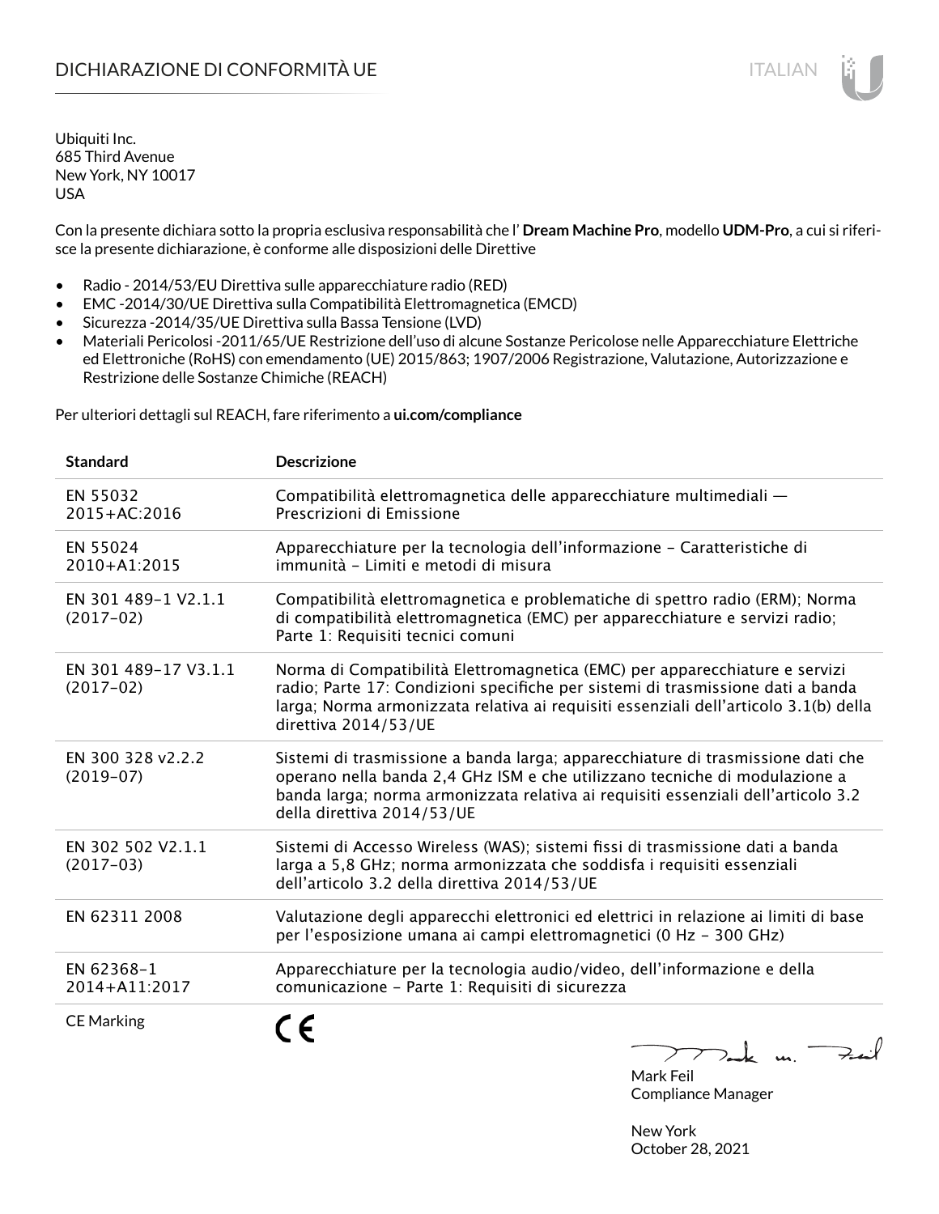# DICHIARAZIONE DI CONFORMITÀ UE

ITALIAN

Ubiquiti Inc.
685 Third Avenue
New York, NY 10017
USA

Con la presente dichiara sotto la propria esclusiva responsabilità che l’ **Dream Machine Pro**, modello **UDM-Pro**, a cui si riferisce la presente dichiarazione, è conforme alle disposizioni delle Direttive

- Radio - 2014/53/EU Direttiva sulle apparecchiature radio (RED)
- EMC -2014/30/UE Direttiva sulla Compatibilità Elettromagnetica (EMCD)
- Sicurezza -2014/35/UE Direttiva sulla Bassa Tensione (LVD)
- Materiali Pericolosi -2011/65/UE Restrizione dell’uso di alcune Sostanze Pericolose nelle Apparecchiature Elettriche ed Elettroniche (RoHS) con emendamento (UE) 2015/863; 1907/2006 Registrazione, Valutazione, Autorizzazione e Restrizione delle Sostanze Chimiche (REACH)

Per ulteriori dettagli sul REACH, fare riferimento a **ui.com/compliance**

| Standard | Descrizione |
|---|---|
| EN 55032 2015+AC:2016 | Compatibilità elettromagnetica delle apparecchiature multimediali — Prescrizioni di Emissione |
| EN 55024 2010+A1:2015 | Apparecchiature per la tecnologia dell’informazione – Caratteristiche di immunità – Limiti e metodi di misura |
| EN 301 489-1 V2.1.1 (2017-02) | Compatibilità elettromagnetica e problematiche di spettro radio (ERM); Norma di compatibilità elettromagnetica (EMC) per apparecchiature e servizi radio; Parte 1: Requisiti tecnici comuni |
| EN 301 489-17 V3.1.1 (2017-02) | Norma di Compatibilità Elettromagnetica (EMC) per apparecchiature e servizi radio; Parte 17: Condizioni specifiche per sistemi di trasmissione dati a banda larga; Norma armonizzata relativa ai requisiti essenziali dell’articolo 3.1(b) della direttiva 2014/53/UE |
| EN 300 328 v2.2.2 (2019-07) | Sistemi di trasmissione a banda larga; apparecchiature di trasmissione dati che operano nella banda 2,4 GHz ISM e che utilizzano tecniche di modulazione a banda larga; norma armonizzata relativa ai requisiti essenziali dell’articolo 3.2 della direttiva 2014/53/UE |
| EN 302 502 V2.1.1 (2017-03) | Sistemi di Accesso Wireless (WAS); sistemi fissi di trasmissione dati a banda larga a 5,8 GHz; norma armonizzata che soddisfa i requisiti essenziali dell’articolo 3.2 della direttiva 2014/53/UE |
| EN 62311 2008 | Valutazione degli apparecchi elettronici ed elettrici in relazione ai limiti di base per l’esposizione umana ai campi elettromagnetici (0 Hz – 300 GHz) |
| EN 62368-1 2014+A11:2017 | Apparecchiature per la tecnologia audio/video, dell’informazione e della comunicazione – Parte 1: Requisiti di sicurezza |
| CE Marking | CE |

Mark Feil
Compliance Manager

New York
October 28, 2021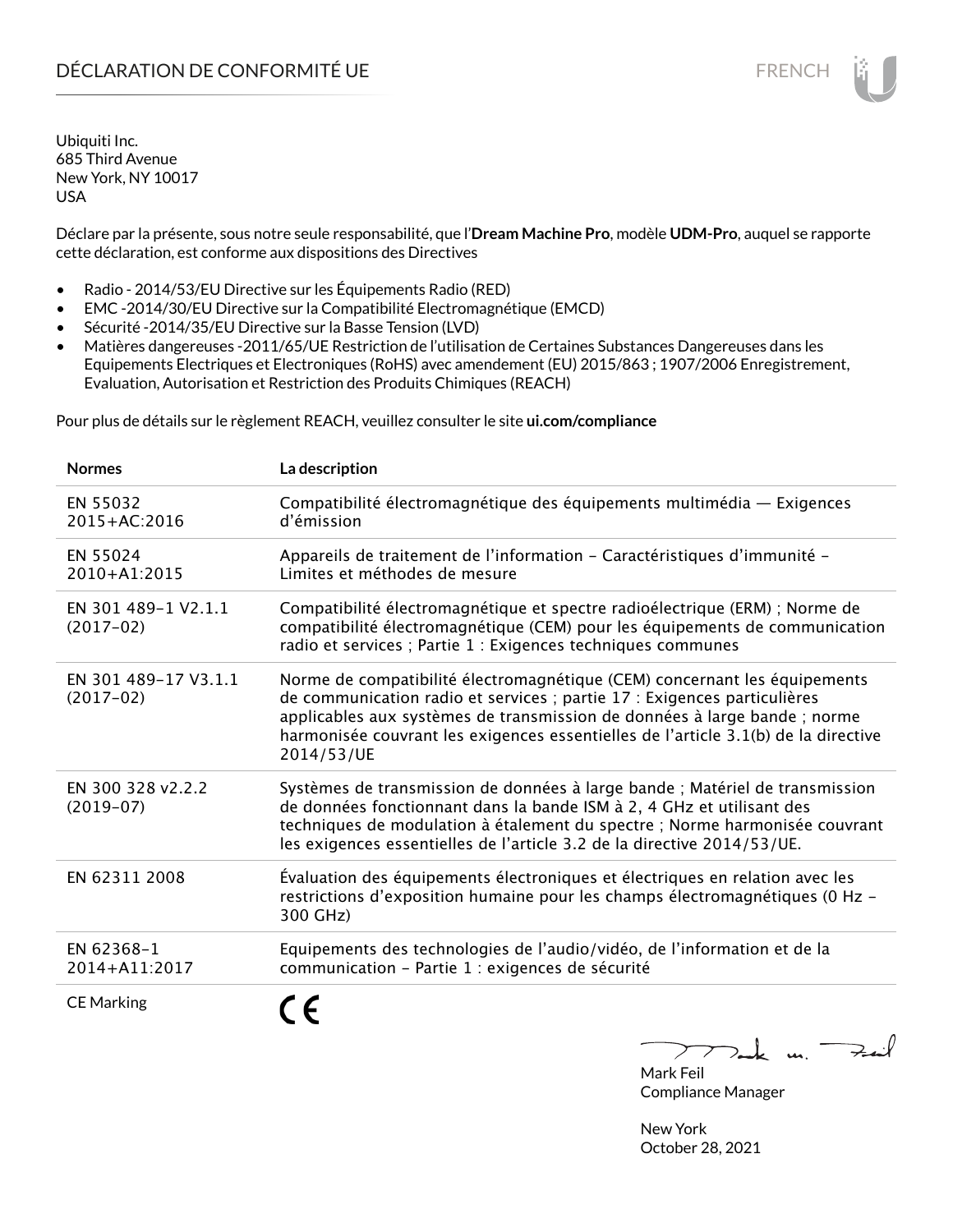# DÉCLARATION DE CONFORMITÉ UE

FRENCH

Ubiquiti Inc.
685 Third Avenue
New York, NY 10017
USA

Déclare par la présente, sous notre seule responsabilité, que l'**Dream Machine Pro**, modèle **UDM-Pro**, auquel se rapporte cette déclaration, est conforme aux dispositions des Directives

- Radio - 2014/53/EU Directive sur les Équipements Radio (RED)
- EMC -2014/30/EU Directive sur la Compatibilité Electromagnétique (EMCD)
- Sécurité -2014/35/EU Directive sur la Basse Tension (LVD)
- Matières dangereuses -2011/65/UE Restriction de l'utilisation de Certaines Substances Dangereuses dans les Equipements Electriques et Electroniques (RoHS) avec amendement (EU) 2015/863 ; 1907/2006 Enregistrement, Evaluation, Autorisation et Restriction des Produits Chimiques (REACH)

Pour plus de détails sur le règlement REACH, veuillez consulter le site **ui.com/compliance**

| Normes | La description |
|---|---|
| EN 55032 2015+AC:2016 | Compatibilité électromagnétique des équipements multimédia — Exigences d'émission |
| EN 55024 2010+A1:2015 | Appareils de traitement de l'information – Caractéristiques d'immunité – Limites et méthodes de mesure |
| EN 301 489-1 V2.1.1 (2017-02) | Compatibilité électromagnétique et spectre radioélectrique (ERM) ; Norme de compatibilité électromagnétique (CEM) pour les équipements de communication radio et services ; Partie 1 : Exigences techniques communes |
| EN 301 489-17 V3.1.1 (2017-02) | Norme de compatibilité électromagnétique (CEM) concernant les équipements de communication radio et services ; partie 17 : Exigences particulières applicables aux systèmes de transmission de données à large bande ; norme harmonisée couvrant les exigences essentielles de l'article 3.1(b) de la directive 2014/53/UE |
| EN 300 328 v2.2.2 (2019-07) | Systèmes de transmission de données à large bande ; Matériel de transmission de données fonctionnant dans la bande ISM à 2, 4 GHz et utilisant des techniques de modulation à étalement du spectre ; Norme harmonisée couvrant les exigences essentielles de l'article 3.2 de la directive 2014/53/UE. |
| EN 62311 2008 | Évaluation des équipements électroniques et électriques en relation avec les restrictions d'exposition humaine pour les champs électromagnétiques (0 Hz – 300 GHz) |
| EN 62368-1 2014+A11:2017 | Equipements des technologies de l'audio/vidéo, de l'information et de la communication – Partie 1 : exigences de sécurité |
| CE Marking | CE |

Mark Feil
Compliance Manager

New York
October 28, 2021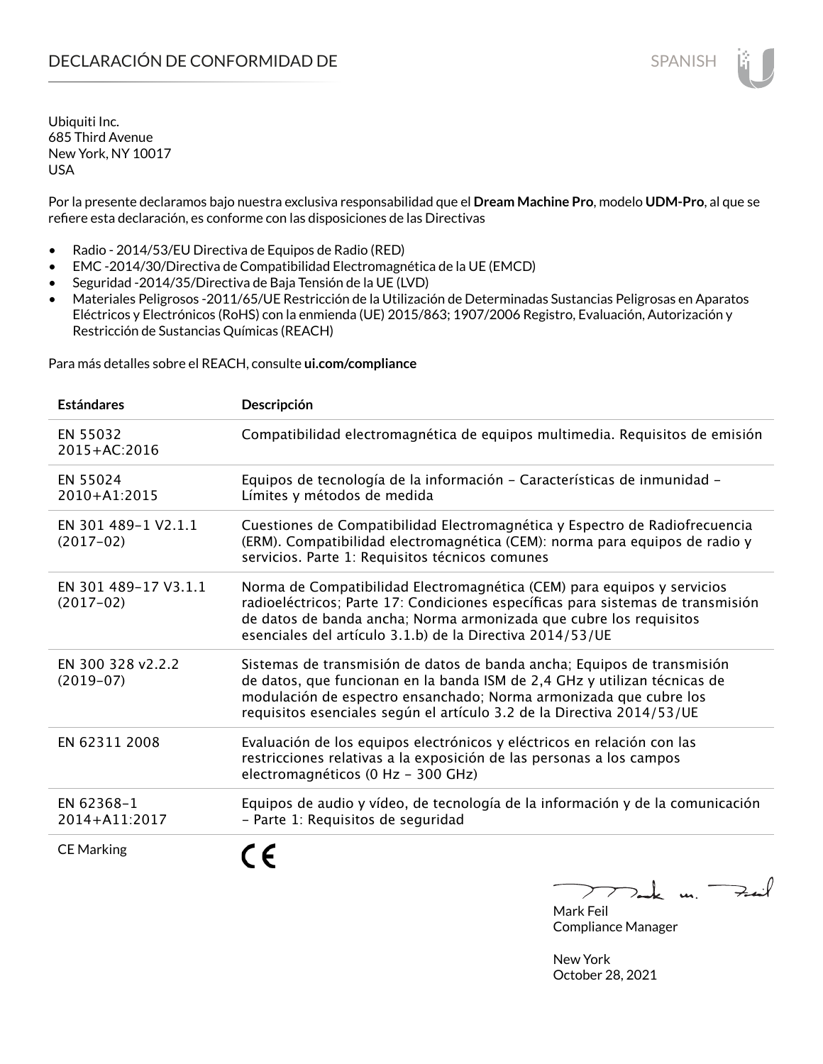# DECLARACIÓN DE CONFORMIDAD DE

SPANISH

Ubiquiti Inc.
685 Third Avenue
New York, NY 10017
USA

Por la presente declaramos bajo nuestra exclusiva responsabilidad que el **Dream Machine Pro**, modelo **UDM-Pro**, al que se refiere esta declaración, es conforme con las disposiciones de las Directivas

- Radio - 2014/53/EU Directiva de Equipos de Radio (RED)
- EMC -2014/30/Directiva de Compatibilidad Electromagnética de la UE (EMCD)
- Seguridad -2014/35/Directiva de Baja Tensión de la UE (LVD)
- Materiales Peligrosos -2011/65/UE Restricción de la Utilización de Determinadas Sustancias Peligrosas en Aparatos Eléctricos y Electrónicos (RoHS) con la enmienda (UE) 2015/863; 1907/2006 Registro, Evaluación, Autorización y Restricción de Sustancias Químicas (REACH)

Para más detalles sobre el REACH, consulte **ui.com/compliance**

| **Estándares** | **Descripción** |
|---|---|
| EN 55032 2015+AC:2016 | Compatibilidad electromagnética de equipos multimedia. Requisitos de emisión |
| EN 55024 2010+A1:2015 | Equipos de tecnología de la información – Características de inmunidad – Límites y métodos de medida |
| EN 301 489-1 V2.1.1 (2017-02) | Cuestiones de Compatibilidad Electromagnética y Espectro de Radiofrecuencia (ERM). Compatibilidad electromagnética (CEM): norma para equipos de radio y servicios. Parte 1: Requisitos técnicos comunes |
| EN 301 489-17 V3.1.1 (2017-02) | Norma de Compatibilidad Electromagnética (CEM) para equipos y servicios radioeléctricos; Parte 17: Condiciones específicas para sistemas de transmisión de datos de banda ancha; Norma armonizada que cubre los requisitos esenciales del artículo 3.1.b) de la Directiva 2014/53/UE |
| EN 300 328 v2.2.2 (2019-07) | Sistemas de transmisión de datos de banda ancha; Equipos de transmisión de datos, que funcionan en la banda ISM de 2,4 GHz y utilizan técnicas de modulación de espectro ensanchado; Norma armonizada que cubre los requisitos esenciales según el artículo 3.2 de la Directiva 2014/53/UE |
| EN 62311 2008 | Evaluación de los equipos electrónicos y eléctricos en relación con las restricciones relativas a la exposición de las personas a los campos electromagnéticos (0 Hz - 300 GHz) |
| EN 62368-1 2014+A11:2017 | Equipos de audio y vídeo, de tecnología de la información y de la comunicación - Parte 1: Requisitos de seguridad |
| CE Marking | CE |

Mark Feil
Compliance Manager

New York
October 28, 2021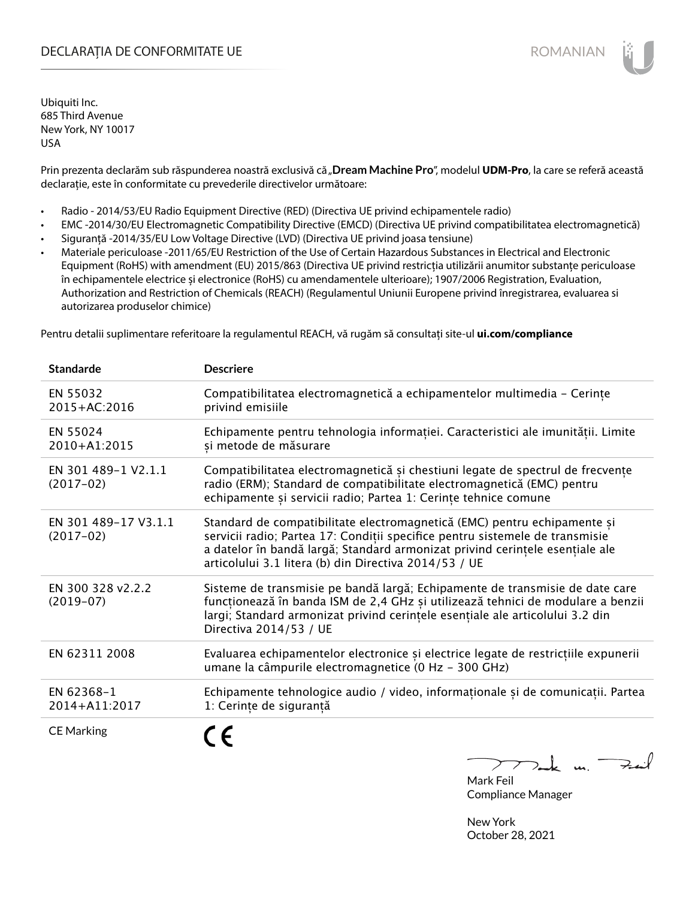# DECLARAȚIA DE CONFORMITATE UE

ROMANIAN

Ubiquiti Inc.
685 Third Avenue
New York, NY 10017
USA

Prin prezenta declarăm sub răspunderea noastră exclusivă că „**Dream Machine Pro**", modelul **UDM-Pro**, la care se referă această declarație, este în conformitate cu prevederile directivelor următoare:

- Radio - 2014/53/EU Radio Equipment Directive (RED) (Directiva UE privind echipamentele radio)
- EMC -2014/30/EU Electromagnetic Compatibility Directive (EMCD) (Directiva UE privind compatibilitatea electromagnetică)
- Siguranță -2014/35/EU Low Voltage Directive (LVD) (Directiva UE privind joasa tensiune)
- Materiale periculoase -2011/65/EU Restriction of the Use of Certain Hazardous Substances in Electrical and Electronic Equipment (RoHS) with amendment (EU) 2015/863 (Directiva UE privind restricția utilizării anumitor substanțe periculoase în echipamentele electrice și electronice (RoHS) cu amendamentele ulterioare); 1907/2006 Registration, Evaluation, Authorization and Restriction of Chemicals (REACH) (Regulamentul Uniunii Europene privind înregistrarea, evaluarea si autorizarea produselor chimice)

Pentru detalii suplimentare referitoare la regulamentul REACH, vă rugăm să consultați site-ul **ui.com/compliance**

| Standarde | Descriere |
|---|---|
| EN 55032 2015+AC:2016 | Compatibilitatea electromagnetică a echipamentelor multimedia - Cerințe privind emisiile |
| EN 55024 2010+A1:2015 | Echipamente pentru tehnologia informației. Caracteristici ale imunității. Limite și metode de măsurare |
| EN 301 489-1 V2.1.1 (2017-02) | Compatibilitatea electromagnetică și chestiuni legate de spectrul de frecvențe radio (ERM); Standard de compatibilitate electromagnetică (EMC) pentru echipamente și servicii radio; Partea 1: Cerințe tehnice comune |
| EN 301 489-17 V3.1.1 (2017-02) | Standard de compatibilitate electromagnetică (EMC) pentru echipamente și servicii radio; Partea 17: Condiții specifice pentru sistemele de transmisie a datelor în bandă largă; Standard armonizat privind cerințele esențiale ale articolului 3.1 litera (b) din Directiva 2014/53 / UE |
| EN 300 328 v2.2.2 (2019-07) | Sisteme de transmisie pe bandă largă; Echipamente de transmisie de date care funcționează în banda ISM de 2,4 GHz și utilizează tehnici de modulare a benzii largi; Standard armonizat privind cerințele esențiale ale articolului 3.2 din Directiva 2014/53 / UE |
| EN 62311 2008 | Evaluarea echipamentelor electronice și electrice legate de restricțiile expunerii umane la câmpurile electromagnetice (0 Hz - 300 GHz) |
| EN 62368-1 2014+A11:2017 | Echipamente tehnologice audio / video, informaționale și de comunicații. Partea 1: Cerințe de siguranță |
| CE Marking | CE |

Mark Feil
Compliance Manager

New York
October 28, 2021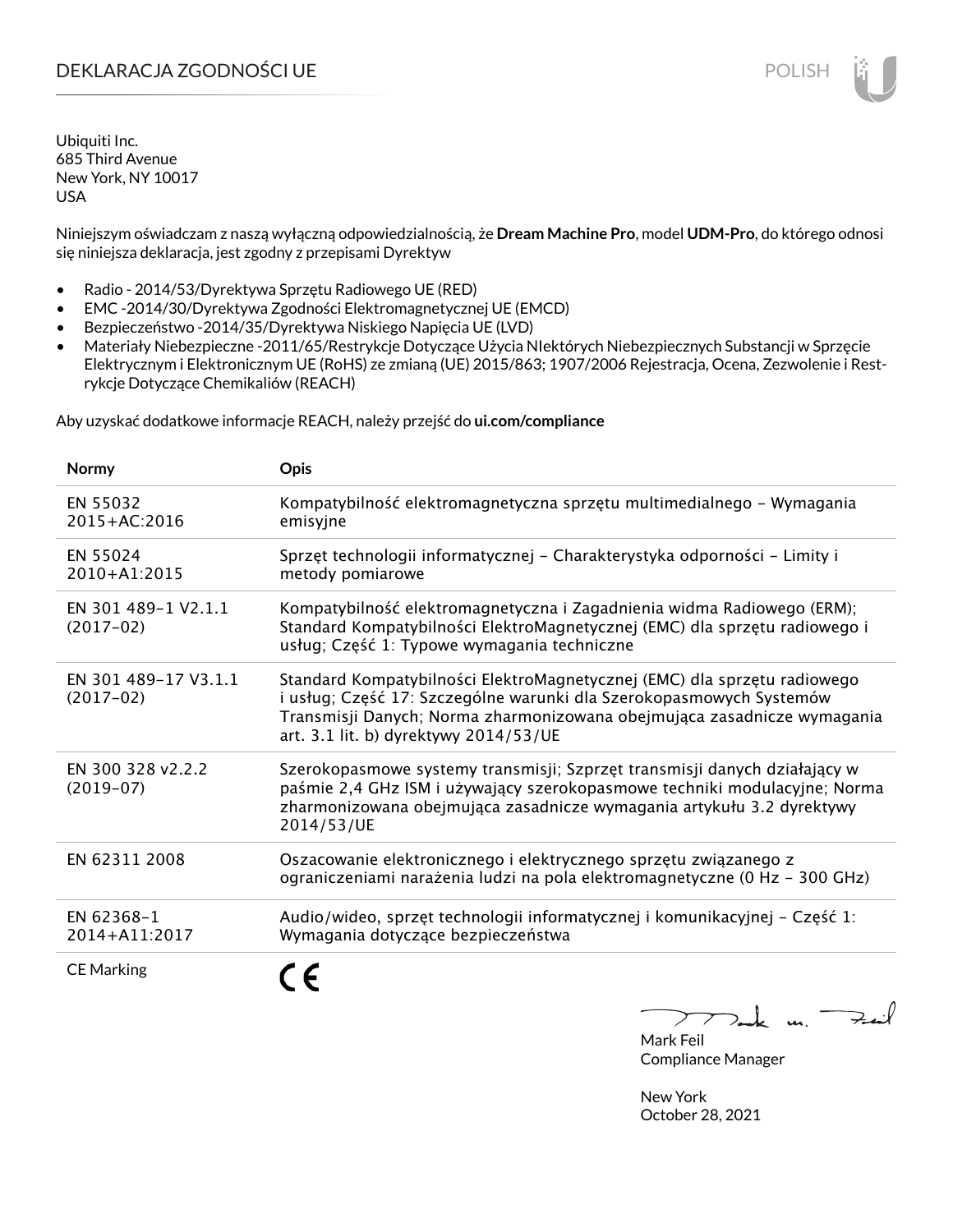# DEKLARACJA ZGODNOŚCI UE

POLISH

Ubiquiti Inc.
685 Third Avenue
New York, NY 10017
USA

Niniejszym oświadczam z naszą wyłączną odpowiedzialnością, że **Dream Machine Pro**, model **UDM-Pro**, do którego odnosi się niniejsza deklaracja, jest zgodny z przepisami Dyrektyw

- Radio - 2014/53/Dyrektywa Sprzętu Radiowego UE (RED)
- EMC -2014/30/Dyrektywa Zgodności Elektromagnetycznej UE (EMCD)
- Bezpieczeństwo -2014/35/Dyrektywa Niskiego Napięcia UE (LVD)
- Materiały Niebezpieczne -2011/65/Restrykcje Dotyczące Użycia NIektórych Niebezpiecznych Substancji w Sprzęcie Elektrycznym i Elektronicznym UE (RoHS) ze zmianą (UE) 2015/863; 1907/2006 Rejestracja, Ocena, Zezwolenie i Restrykcje Dotyczące Chemikaliów (REACH)

Aby uzyskać dodatkowe informacje REACH, należy przejść do **ui.com/compliance**

| Normy | Opis |
|---|---|
| EN 55032 2015+AC:2016 | Kompatybilność elektromagnetyczna sprzętu multimedialnego – Wymagania emisyjne |
| EN 55024 2010+A1:2015 | Sprzęt technologii informatycznej – Charakterystyka odporności – Limity i metody pomiarowe |
| EN 301 489-1 V2.1.1 (2017-02) | Kompatybilność elektromagnetyczna i Zagadnienia widma Radiowego (ERM); Standard Kompatybilności ElektroMagnetycznej (EMC) dla sprzętu radiowego i usług; Część 1: Typowe wymagania techniczne |
| EN 301 489-17 V3.1.1 (2017-02) | Standard Kompatybilności ElektroMagnetycznej (EMC) dla sprzętu radiowego i usług; Część 17: Szczególne warunki dla Szerokopasmowych Systemów Transmisji Danych; Norma zharmonizowana obejmująca zasadnicze wymagania art. 3.1 lit. b) dyrektywy 2014/53/UE |
| EN 300 328 v2.2.2 (2019-07) | Szerokopasmowe systemy transmisji; Szprzęt transmisji danych działający w paśmie 2,4 GHz ISM i używający szerokopasmowe techniki modulacyjne; Norma zharmonizowana obejmująca zasadnicze wymagania artykułu 3.2 dyrektywy 2014/53/UE |
| EN 62311 2008 | Oszacowanie elektronicznego i elektrycznego sprzętu związanego z ograniczeniami narażenia ludzi na pola elektromagnetyczne (0 Hz – 300 GHz) |
| EN 62368-1 2014+A11:2017 | Audio/wideo, sprzęt technologii informatycznej i komunikacyjnej – Część 1: Wymagania dotyczące bezpieczeństwa |
| CE Marking | CE |

Mark Feil
Compliance Manager

New York
October 28, 2021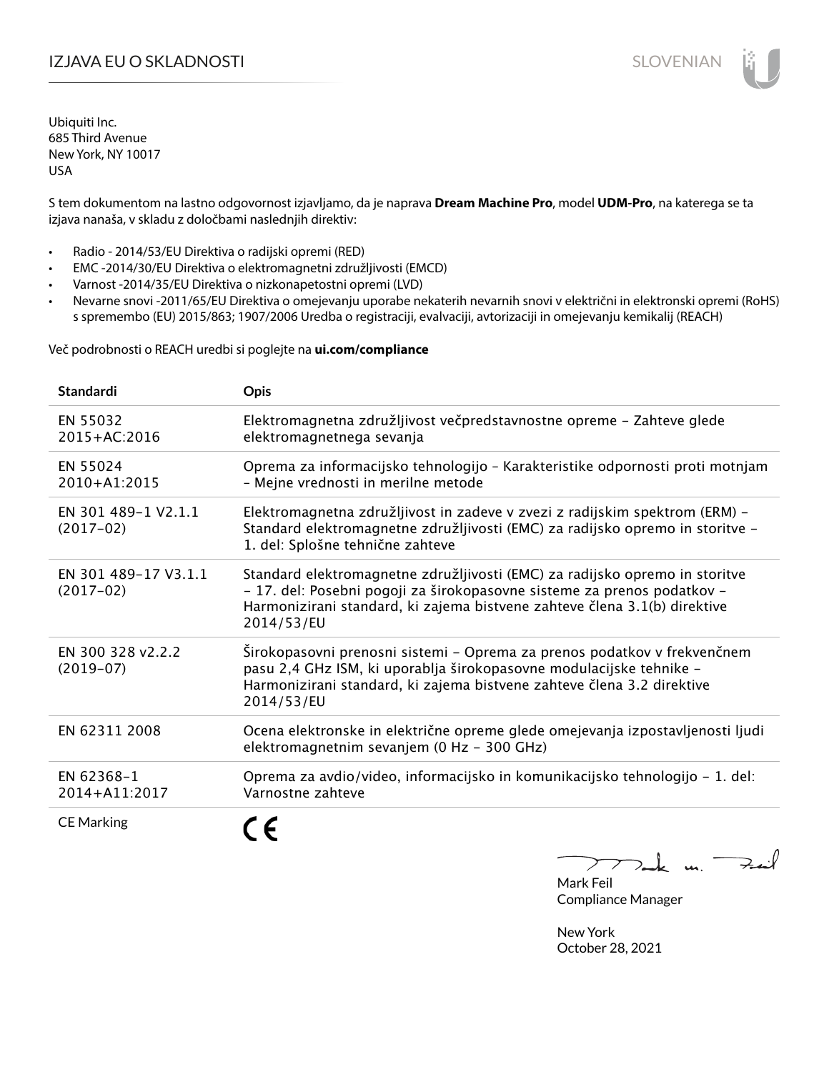// IZJAVA EU O SKLADNOSTI

SLOVENIAN

Ubiquiti Inc.
685 Third Avenue
New York, NY 10017
USA

S tem dokumentom na lastno odgovornost izjavljamo, da je naprava **Dream Machine Pro**, model **UDM-Pro**, na katerega se ta izjava nanaša, v skladu z določbami naslednjih direktiv:

- Radio - 2014/53/EU Direktiva o radijski opremi (RED)
- EMC -2014/30/EU Direktiva o elektromagnetni združljivosti (EMCD)
- Varnost -2014/35/EU Direktiva o nizkonapetostni opremi (LVD)
- Nevarne snovi -2011/65/EU Direktiva o omejevanju uporabe nekaterih nevarnih snovi v električni in elektronski opremi (RoHS) s spremembo (EU) 2015/863; 1907/2006 Uredba o registraciji, evalvaciji, avtorizaciji in omejevanju kemikalij (REACH)

Več podrobnosti o REACH uredbi si poglejte na **ui.com/compliance**

| Standardi | Opis |
|---|---|
| EN 55032 2015+AC:2016 | Elektromagnetna združljivost večpredstavnostne opreme – Zahteve glede elektromagnetnega sevanja |
| EN 55024 2010+A1:2015 | Oprema za informacijsko tehnologijo – Karakteristike odpornosti proti motnjam – Mejne vrednosti in merilne metode |
| EN 301 489-1 V2.1.1 (2017-02) | Elektromagnetna združljivost in zadeve v zvezi z radijskim spektrom (ERM) – Standard elektromagnetne združljivosti (EMC) za radijsko opremo in storitve – 1. del: Splošne tehnične zahteve |
| EN 301 489-17 V3.1.1 (2017-02) | Standard elektromagnetne združljivosti (EMC) za radijsko opremo in storitve – 17. del: Posebni pogoji za širokopasovne sisteme za prenos podatkov – Harmonizirani standard, ki zajema bistvene zahteve člena 3.1(b) direktive 2014/53/EU |
| EN 300 328 v2.2.2 (2019-07) | Širokopasovni prenosni sistemi – Oprema za prenos podatkov v frekvenčnem pasu 2,4 GHz ISM, ki uporablja širokopasovne modulacijske tehnike – Harmonizirani standard, ki zajema bistvene zahteve člena 3.2 direktive 2014/53/EU |
| EN 62311 2008 | Ocena elektronske in električne opreme glede omejevanja izpostavljenosti ljudi elektromagnetnim sevanjem (0 Hz – 300 GHz) |
| EN 62368-1 2014+A11:2017 | Oprema za avdio/video, informacijsko in komunikacijsko tehnologijo – 1. del: Varnostne zahteve |
| CE Marking | CE |

Mark Feil
Compliance Manager

New York
October 28, 2021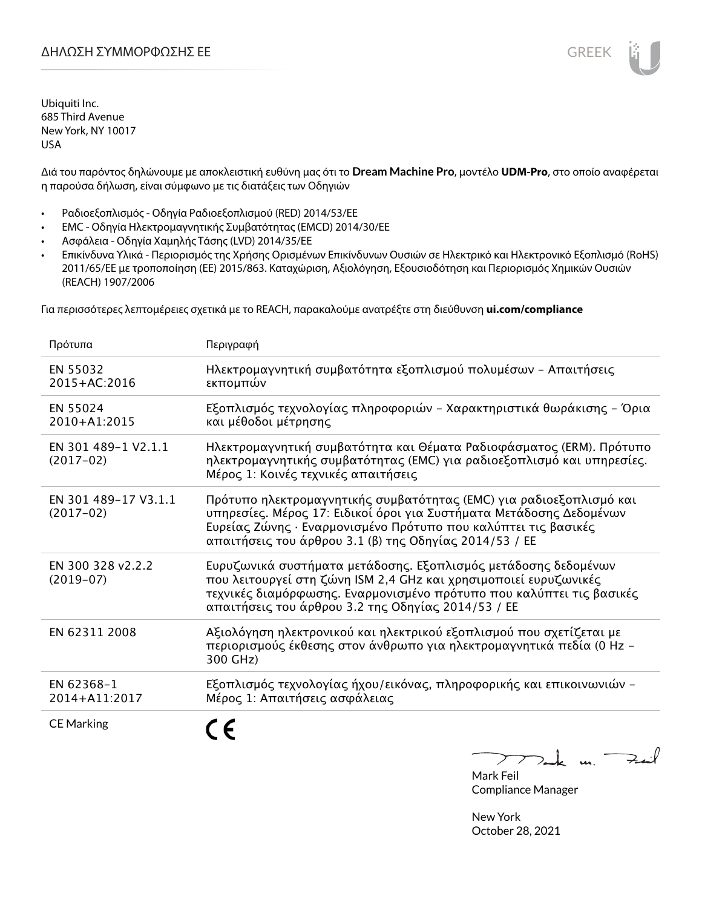# ΔΗΛΩΣΗ ΣΥΜΜΟΡΦΩΣΗΣ ΕΕ

Ubiquiti Inc.
685 Third Avenue
New York, NY 10017
USA

Διά του παρόντος δηλώνουμε με αποκλειστική ευθύνη μας ότι το **Dream Machine Pro**, μοντέλο **UDM-Pro**, στο οποίο αναφέρεται η παρούσα δήλωση, είναι σύμφωνο με τις διατάξεις των Οδηγιών

- Ραδιοεξοπλισμός - Οδηγία Ραδιοεξοπλισμού (RED) 2014/53/ΕΕ
- EMC - Οδηγία Ηλεκτρομαγνητικής Συμβατότητας (EMCD) 2014/30/ΕΕ
- Ασφάλεια - Οδηγία Χαμηλής Τάσης (LVD) 2014/35/ΕΕ
- Επικίνδυνα Υλικά - Περιορισμός της Χρήσης Ορισμένων Επικίνδυνων Ουσιών σε Ηλεκτρικό και Ηλεκτρονικό Εξοπλισμό (RoHS) 2011/65/ΕΕ με τροποποίηση (ΕΕ) 2015/863. Καταχώριση, Αξιολόγηση, Εξουσιοδότηση και Περιορισμός Χημικών Ουσιών (REACH) 1907/2006

Για περισσότερες λεπτομέρειες σχετικά με το REACH, παρακαλούμε ανατρέξτε στη διεύθυνση **ui.com/compliance**

| Πρότυπα | Περιγραφή |
|---|---|
| EN 55032 2015+AC:2016 | Ηλεκτρομαγνητική συμβατότητα εξοπλισμού πολυμέσων – Απαιτήσεις εκπομπών |
| EN 55024 2010+A1:2015 | Εξοπλισμός τεχνολογίας πληροφοριών – Χαρακτηριστικά θωράκισης – Όρια και μέθοδοι μέτρησης |
| EN 301 489-1 V2.1.1 (2017-02) | Ηλεκτρομαγνητική συμβατότητα και Θέματα Ραδιοφάσματος (ERM). Πρότυπο ηλεκτρομαγνητικής συμβατότητας (EMC) για ραδιοεξοπλισμό και υπηρεσίες. Μέρος 1: Κοινές τεχνικές απαιτήσεις |
| EN 301 489-17 V3.1.1 (2017-02) | Πρότυπο ηλεκτρομαγνητικής συμβατότητας (EMC) για ραδιοεξοπλισμό και υπηρεσίες. Μέρος 17: Ειδικοί όροι για Συστήματα Μετάδοσης Δεδομένων Ευρείας Ζώνης · Εναρμονισμένο Πρότυπο που καλύπτει τις βασικές απαιτήσεις του άρθρου 3.1 (β) της Οδηγίας 2014/53 / ΕΕ |
| EN 300 328 v2.2.2 (2019-07) | Ευρυζωνικά συστήματα μετάδοσης. Εξοπλισμός μετάδοσης δεδομένων που λειτουργεί στη ζώνη ISM 2,4 GHz και χρησιμοποιεί ευρυζωνικές τεχνικές διαμόρφωσης. Εναρμονισμένο πρότυπο που καλύπτει τις βασικές απαιτήσεις του άρθρου 3.2 της Οδηγίας 2014/53 / ΕΕ |
| EN 62311 2008 | Αξιολόγηση ηλεκτρονικού και ηλεκτρικού εξοπλισμού που σχετίζεται με περιορισμούς έκθεσης στον άνθρωπο για ηλεκτρομαγνητικά πεδία (0 Hz – 300 GHz) |
| EN 62368-1 2014+A11:2017 | Εξοπλισμός τεχνολογίας ήχου/εικόνας, πληροφορικής και επικοινωνιών – Μέρος 1: Απαιτήσεις ασφάλειας |
| CE Marking | CE |

Mark Feil
Compliance Manager

New York
October 28, 2021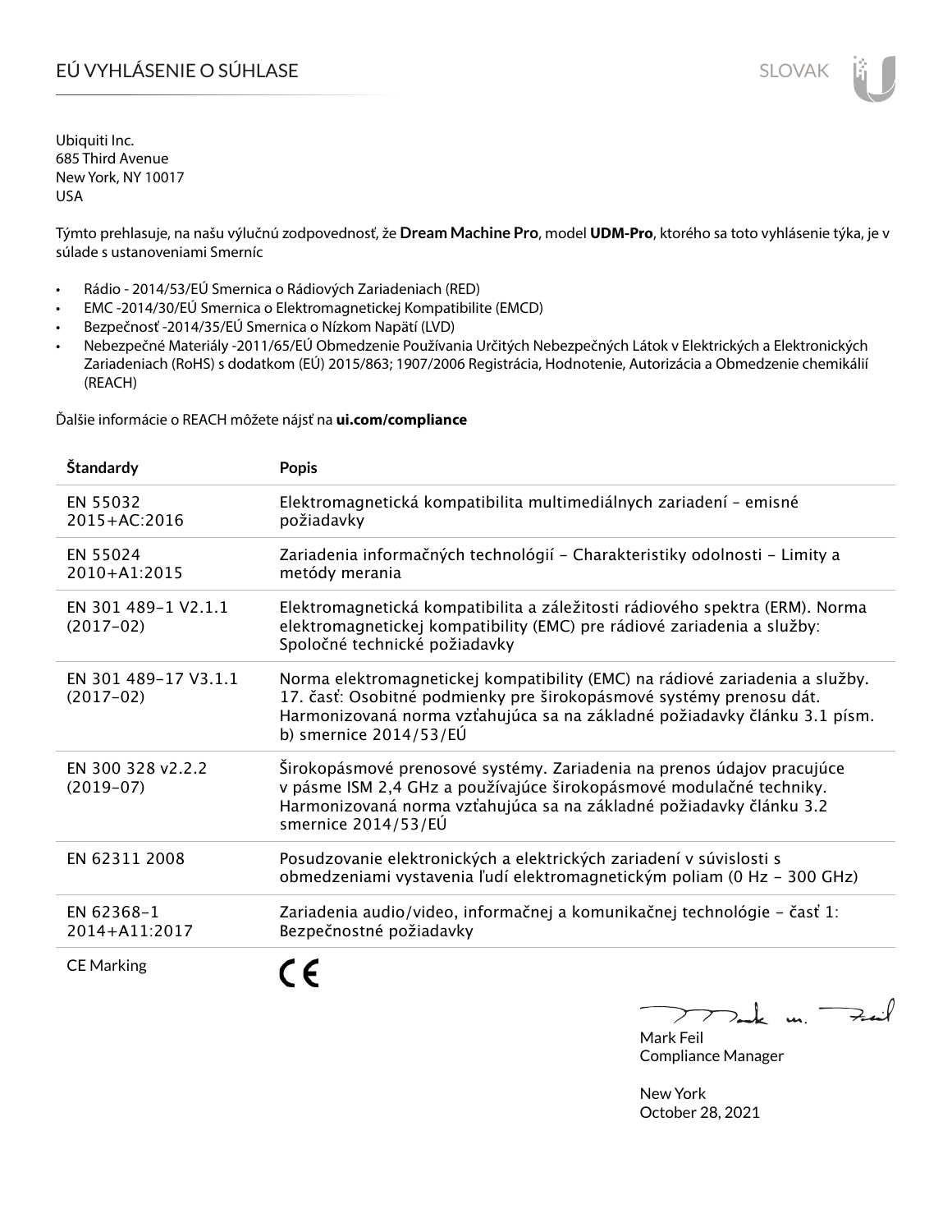# EÚ VYHLÁSENIE O SÚHLASE

Ubiquiti Inc.
685 Third Avenue
New York, NY 10017
USA

Týmto prehlasuje, na našu výlučnú zodpovednosť, že **Dream Machine Pro**, model **UDM-Pro**, ktorého sa toto vyhlásenie týka, je v súlade s ustanoveniami Smerníc

- Rádio - 2014/53/EÚ Smernica o Rádiových Zariadeniach (RED)
- EMC -2014/30/EÚ Smernica o Elektromagnetickej Kompatibilite (EMCD)
- Bezpečnosť -2014/35/EÚ Smernica o Nízkom Napätí (LVD)
- Nebezpečné Materiály -2011/65/EÚ Obmedzenie Používania Určitých Nebezpečných Látok v Elektrických a Elektronických Zariadeniach (RoHS) s dodatkom (EÚ) 2015/863; 1907/2006 Registrácia, Hodnotenie, Autorizácia a Obmedzenie chemikálií (REACH)

Ďalšie informácie o REACH môžete nájsť na **ui.com/compliance**

| Štandardy | Popis |
|---|---|
| EN 55032 2015+AC:2016 | Elektromagnetická kompatibilita multimediálnych zariadení – emisné požiadavky |
| EN 55024 2010+A1:2015 | Zariadenia informačných technológií – Charakteristiky odolnosti – Limity a metódy merania |
| EN 301 489-1 V2.1.1 (2017-02) | Elektromagnetická kompatibilita a záležitosti rádiového spektra (ERM). Norma elektromagnetickej kompatibility (EMC) pre rádiové zariadenia a služby: Spoločné technické požiadavky |
| EN 301 489-17 V3.1.1 (2017-02) | Norma elektromagnetickej kompatibility (EMC) na rádiové zariadenia a služby. 17. časť: Osobitné podmienky pre širokopásmové systémy prenosu dát. Harmonizovaná norma vzťahujúca sa na základné požiadavky článku 3.1 písm. b) smernice 2014/53/EÚ |
| EN 300 328 v2.2.2 (2019-07) | Širokopásmové prenosové systémy. Zariadenia na prenos údajov pracujúce v pásme ISM 2,4 GHz a používajúce širokopásmové modulačné techniky. Harmonizovaná norma vzťahujúca sa na základné požiadavky článku 3.2 smernice 2014/53/EÚ |
| EN 62311 2008 | Posudzovanie elektronických a elektrických zariadení v súvislosti s obmedzeniami vystavenia ľudí elektromagnetickým poliam (0 Hz – 300 GHz) |
| EN 62368-1 2014+A11:2017 | Zariadenia audio/video, informačnej a komunikačnej technológie – časť 1: Bezpečnostné požiadavky |
| CE Marking | CE |

Mark Feil
Compliance Manager

New York
October 28, 2021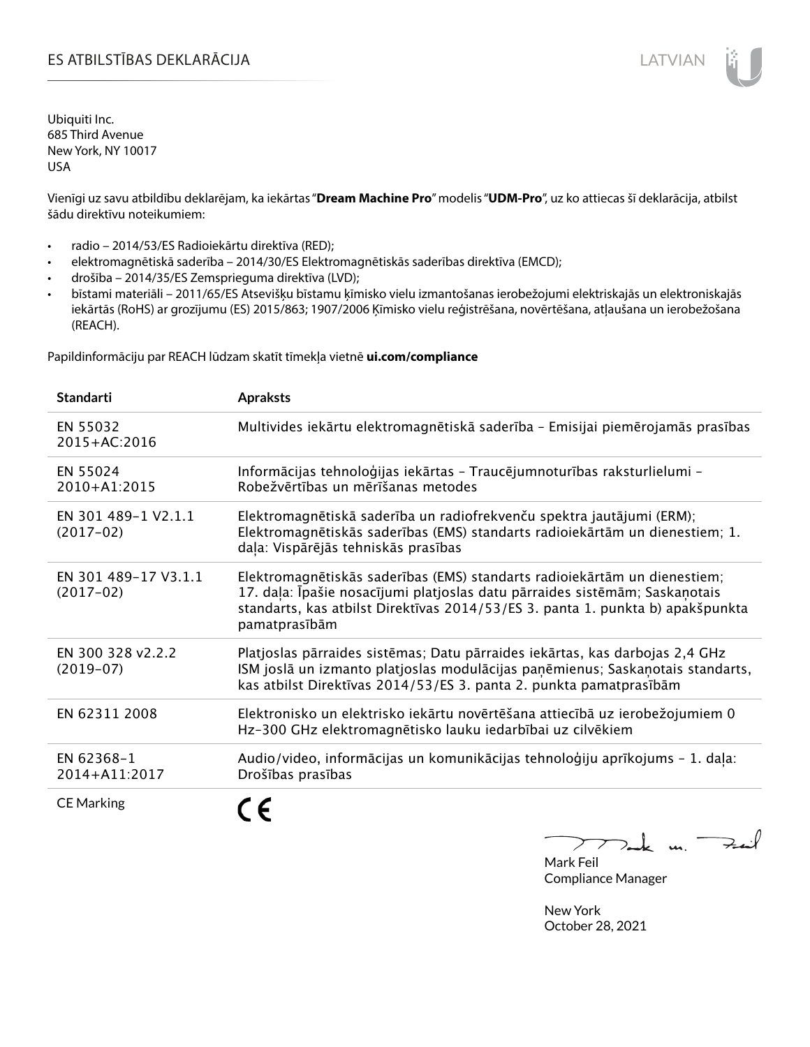# ES ATBILSTĪBAS DEKLARĀCIJA

Ubiquiti Inc.
685 Third Avenue
New York, NY 10017
USA

Vienīgi uz savu atbildību deklarējam, ka iekārtas "**Dream Machine Pro**" modelis "**UDM-Pro**", uz ko attiecas šī deklarācija, atbilst šādu direktīvu noteikumiem:

- radio – 2014/53/ES Radioiekārtu direktīva (RED);
- elektromagnētiskā saderība – 2014/30/ES Elektromagnētiskās saderības direktīva (EMCD);
- drošība – 2014/35/ES Zemsprieguma direktīva (LVD);
- bīstami materiāli – 2011/65/ES Atsevišķu bīstamu ķīmisko vielu izmantošanas ierobežojumi elektriskajās un elektroniskajās iekārtās (RoHS) ar grozījumu (ES) 2015/863; 1907/2006 Ķīmisko vielu reģistrēšana, novērtēšana, atļaušana un ierobežošana (REACH).

Papildinformāciju par REACH lūdzam skatīt tīmekļa vietnē **ui.com/compliance**

| Standarti | Apraksts |
|---|---|
| EN 55032 2015+AC:2016 | Multivides iekārtu elektromagnētiskā saderība – Emisijai piemērojamās prasības |
| EN 55024 2010+A1:2015 | Informācijas tehnoloģijas iekārtas – Traucējumnoturības raksturlielumi – Robežvērtības un mērīšanas metodes |
| EN 301 489-1 V2.1.1 (2017-02) | Elektromagnētiskā saderība un radiofrekvenču spektra jautājumi (ERM); Elektromagnētiskās saderības (EMS) standarts radioiekārtām un dienestiem; 1. daļa: Vispārējās tehniskās prasības |
| EN 301 489-17 V3.1.1 (2017-02) | Elektromagnētiskās saderības (EMS) standarts radioiekārtām un dienestiem; 17. daļa: Īpašie nosacījumi platjoslas datu pārraides sistēmām; Saskaņotais standarts, kas atbilst Direktīvas 2014/53/ES 3. panta 1. punkta b) apakšpunkta pamatprasībām |
| EN 300 328 v2.2.2 (2019-07) | Platjoslas pārraides sistēmas; Datu pārraides iekārtas, kas darbojas 2,4 GHz ISM joslā un izmanto platjoslas modulācijas paņēmienus; Saskaņotais standarts, kas atbilst Direktīvas 2014/53/ES 3. panta 2. punkta pamatprasībām |
| EN 62311 2008 | Elektronisko un elektrisko iekārtu novērtēšana attiecībā uz ierobežojumiem 0 Hz-300 GHz elektromagnētisko lauku iedarbībai uz cilvēkiem |
| EN 62368-1 2014+A11:2017 | Audio/video, informācijas un komunikācijas tehnoloģiju aprīkojums – 1. daļa: Drošības prasības |
| CE Marking | CE |

Mark Feil
Compliance Manager

New York
October 28, 2021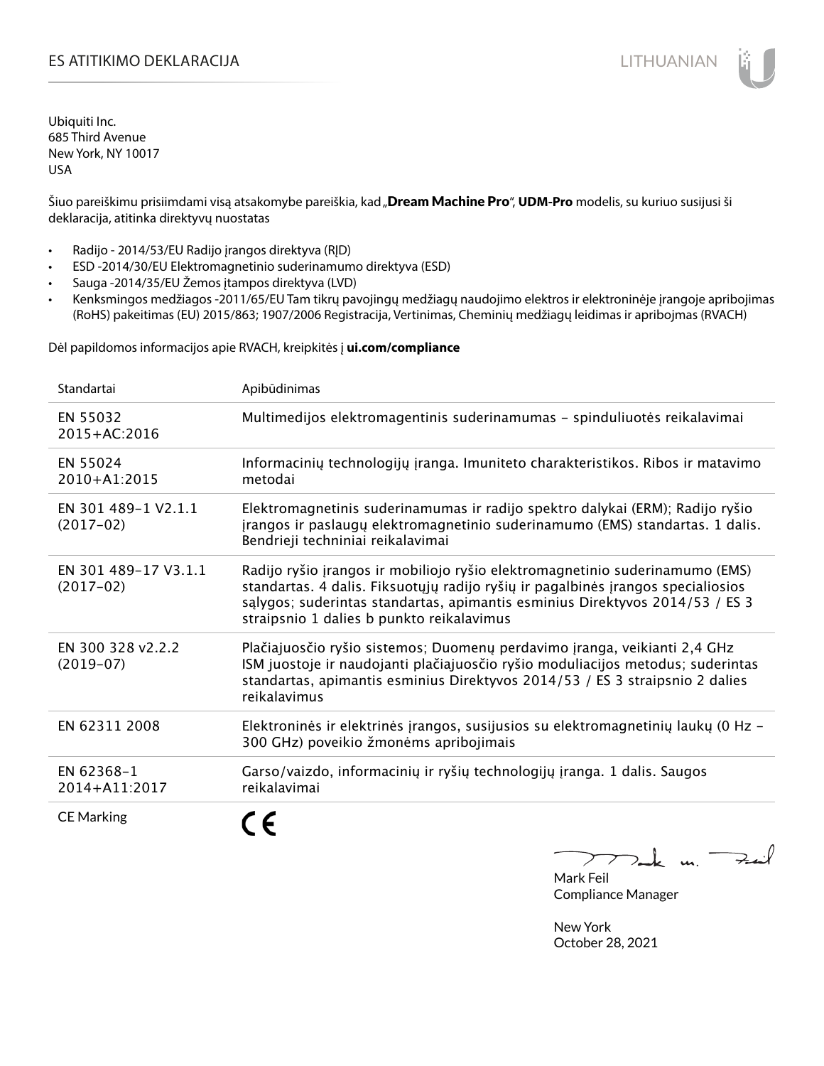# ES ATITIKIMO DEKLARACIJA

Ubiquiti Inc.
685 Third Avenue
New York, NY 10017
USA

Šiuo pareiškimu prisiimdami visą atsakomybe pareiškia, kad „**Dream Machine Pro**“, **UDM-Pro** modelis, su kuriuo susijusi ši deklaracija, atitinka direktyvų nuostatas

- Radijo - 2014/53/EU Radijo įrangos direktyva (RĮD)
- ESD -2014/30/EU Elektromagnetinio suderinamumo direktyva (ESD)
- Sauga -2014/35/EU Žemos įtampos direktyva (LVD)
- Kenksmingos medžiagos -2011/65/EU Tam tikrų pavojingų medžiagų naudojimo elektros ir elektroninėje įrangoje apribojimas (RoHS) pakeitimas (EU) 2015/863; 1907/2006 Registracija, Vertinimas, Cheminių medžiagų leidimas ir apribojmas (RVACH)

Dėl papildomos informacijos apie RVACH, kreipkitės į **ui.com/compliance**

| Standartai | Apibūdinimas |
|---|---|
| EN 55032 2015+AC:2016 | Multimedijos elektromagentinis suderinamumas – spinduliuotės reikalavimai |
| EN 55024 2010+A1:2015 | Informacinių technologijų įranga. Imuniteto charakteristikos. Ribos ir matavimo metodai |
| EN 301 489-1 V2.1.1 (2017-02) | Elektromagnetinis suderinamumas ir radijo spektro dalykai (ERM); Radijo ryšio įrangos ir paslaugų elektromagnetinio suderinamumo (EMS) standartas. 1 dalis. Bendrieji techniniai reikalavimai |
| EN 301 489-17 V3.1.1 (2017-02) | Radijo ryšio įrangos ir mobiliojo ryšio elektromagnetinio suderinamumo (EMS) standartas. 4 dalis. Fiksuotųjų radijo ryšių ir pagalbinės įrangos specialiosios sąlygos; suderintas standartas, apimantis esminius Direktyvos 2014/53 / ES 3 straipsnio 1 dalies b punkto reikalavimus |
| EN 300 328 v2.2.2 (2019-07) | Plačiajuosčio ryšio sistemos; Duomenų perdavimo įranga, veikianti 2,4 GHz ISM juostoje ir naudojanti plačiajuosčio ryšio moduliacijos metodus; suderintas standartas, apimantis esminius Direktyvos 2014/53 / ES 3 straipsnio 2 dalies reikalavimus |
| EN 62311 2008 | Elektroninės ir elektrinės įrangos, susijusios su elektromagnetinių laukų (0 Hz – 300 GHz) poveikio žmonėms apribojimais |
| EN 62368-1 2014+A11:2017 | Garso/vaizdo, informacinių ir ryšių technologijų įranga. 1 dalis. Saugos reikalavimai |
| CE Marking | CE |

Mark Feil
Compliance Manager

New York
October 28, 2021